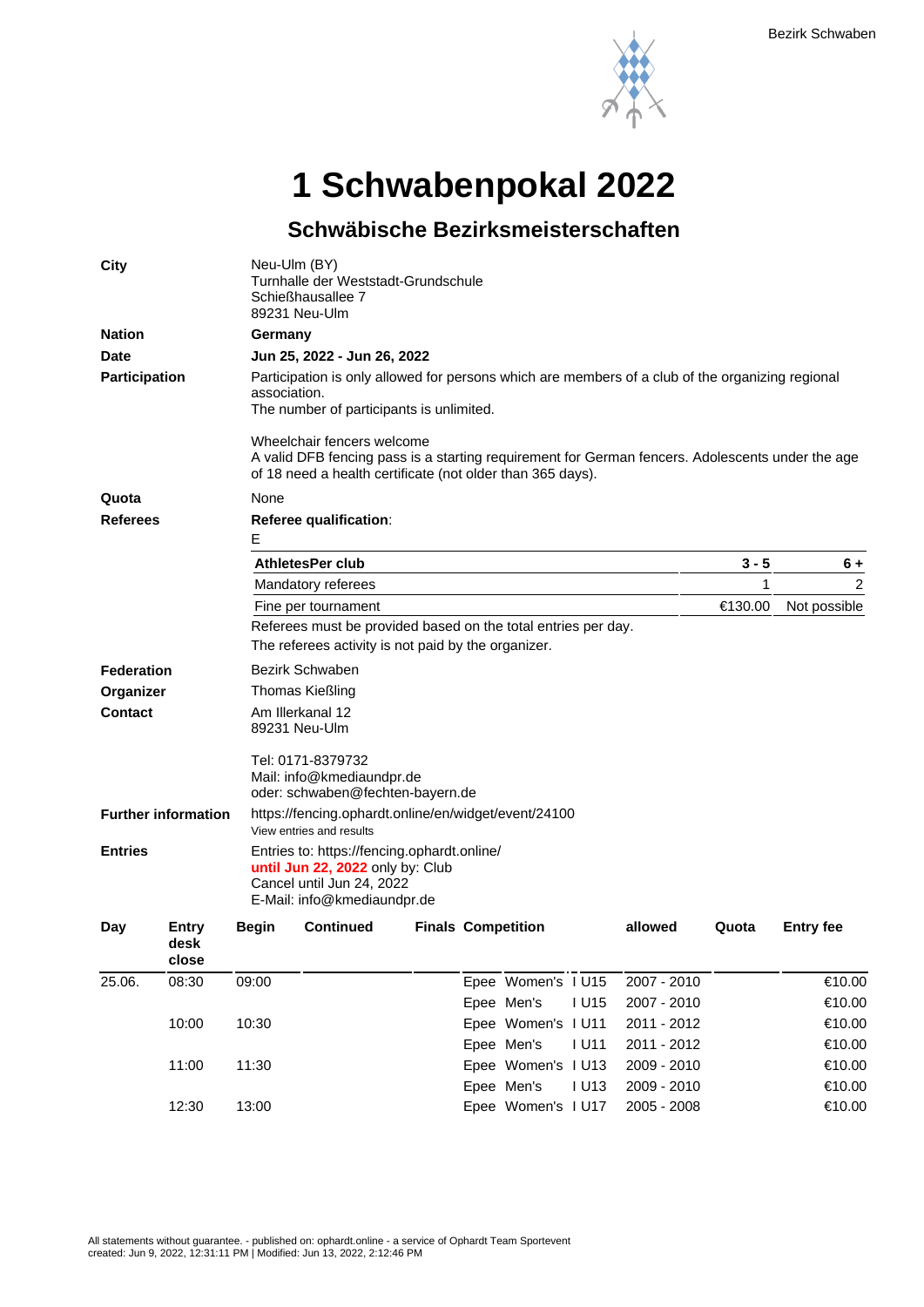Bezirk Schwaben

# 1 Schwabenpokal 2022

## Schwäbische Bezirksmeisterschaften

**City**
Neu-Ulm (BY)
Turnhalle der Weststadt-Grundschule
Schießhausallee 7
89231 Neu-Ulm

**Nation**
**Germany**

**Date**
**Jun 25, 2022 - Jun 26, 2022**

**Participation**
Participation is only allowed for persons which are members of a club of the organizing regional association.
The number of participants is unlimited.

Wheelchair fencers welcome
A valid DFB fencing pass is a starting requirement for German fencers. Adolescents under the age of 18 need a health certificate (not older than 365 days).

**Quota**
None

**Referees**
**Referee qualification**:
E

| AthletesPer club | 3 - 5 | 6 + |
|---|---|---|
| Mandatory referees | 1 | 2 |
| Fine per tournament | €130.00 | Not possible |

Referees must be provided based on the total entries per day.
The referees activity is not paid by the organizer.

**Federation**
Bezirk Schwaben

**Organizer**
Thomas Kießling

**Contact**
Am Illerkanal 12
89231 Neu-Ulm

Tel: 0171-8379732
Mail: info@kmediaundpr.de
oder: schwaben@fechten-bayern.de

**Further information**
https://fencing.ophardt.online/en/widget/event/24100
View entries and results

**Entries**
Entries to: https://fencing.ophardt.online/
**until Jun 22, 2022** only by: Club
Cancel until Jun 24, 2022
E-Mail: info@kmediaundpr.de

| Day | Entry desk close | Begin | Continued | Finals | Competition | allowed | Quota | Entry fee |
|---|---|---|---|---|---|---|---|---|
| 25.06. | 08:30 | 09:00 | | | Epee Women's I U15 | 2007 - 2010 | | €10.00 |
| | | | | | Epee Men's I U15 | 2007 - 2010 | | €10.00 |
| | 10:00 | 10:30 | | | Epee Women's I U11 | 2011 - 2012 | | €10.00 |
| | | | | | Epee Men's I U11 | 2011 - 2012 | | €10.00 |
| | 11:00 | 11:30 | | | Epee Women's I U13 | 2009 - 2010 | | €10.00 |
| | | | | | Epee Men's I U13 | 2009 - 2010 | | €10.00 |
| | 12:30 | 13:00 | | | Epee Women's I U17 | 2005 - 2008 | | €10.00 |

All statements without guarantee. - published on: ophardt.online - a service of Ophardt Team Sportevent
created: Jun 9, 2022, 12:31:11 PM | Modified: Jun 13, 2022, 2:12:46 PM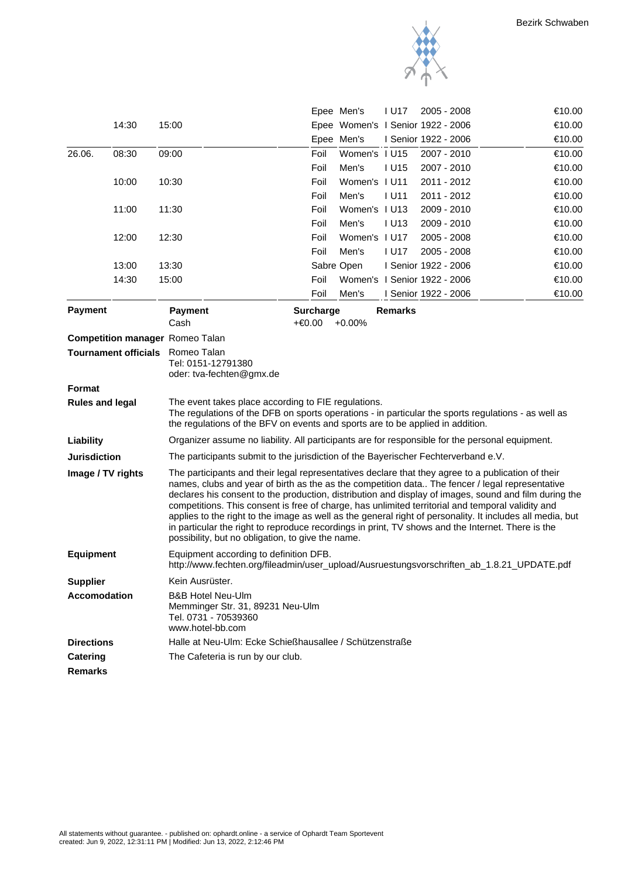| | | | | | | | | |
|---|---|---|---|---|---|---|---|---|
| | | | Epee | Men's | I U17 | 2005 - 2008 | | €10.00 |
| | 14:30 | 15:00 | Epee | Women's | I Senior | 1922 - 2006 | | €10.00 |
| | | | Epee | Men's | I Senior | 1922 - 2006 | | €10.00 |
| 26.06. | 08:30 | 09:00 | Foil | Women's | I U15 | 2007 - 2010 | | €10.00 |
| | | | Foil | Men's | I U15 | 2007 - 2010 | | €10.00 |
| | 10:00 | 10:30 | Foil | Women's | I U11 | 2011 - 2012 | | €10.00 |
| | | | Foil | Men's | I U11 | 2011 - 2012 | | €10.00 |
| | 11:00 | 11:30 | Foil | Women's | I U13 | 2009 - 2010 | | €10.00 |
| | | | Foil | Men's | I U13 | 2009 - 2010 | | €10.00 |
| | 12:00 | 12:30 | Foil | Women's | I U17 | 2005 - 2008 | | €10.00 |
| | | | Foil | Men's | I U17 | 2005 - 2008 | | €10.00 |
| | 13:00 | 13:30 | Sabre | Open | I Senior | 1922 - 2006 | | €10.00 |
| | 14:30 | 15:00 | Foil | Women's | I Senior | 1922 - 2006 | | €10.00 |
| | | | Foil | Men's | I Senior | 1922 - 2006 | | €10.00 |

**Payment**

| Payment | Surcharge | | Remarks |
|---|---|---|---|
| Cash | +€0.00 | +0.00% | |

**Competition manager** Romeo Talan

**Tournament officials** Romeo Talan
Tel: 0151-12791380
oder: tva-fechten@gmx.de

**Format**

**Rules and legal** The event takes place according to FIE regulations.
The regulations of the DFB on sports operations - in particular the sports regulations - as well as the regulations of the BFV on events and sports are to be applied in addition.

**Liability** Organizer assume no liability. All participants are for responsible for the personal equipment.

**Jurisdiction** The participants submit to the jurisdiction of the Bayerischer Fechterverband e.V.

**Image / TV rights** The participants and their legal representatives declare that they agree to a publication of their names, clubs and year of birth as the as the competition data.. The fencer / legal representative declares his consent to the production, distribution and display of images, sound and film during the competitions. This consent is free of charge, has unlimited territorial and temporal validity and applies to the right to the image as well as the general right of personality. It includes all media, but in particular the right to reproduce recordings in print, TV shows and the Internet. There is the possibility, but no obligation, to give the name.

**Equipment** Equipment according to definition DFB.
http://www.fechten.org/fileadmin/user_upload/Ausruestungsvorschriften_ab_1.8.21_UPDATE.pdf

**Supplier** Kein Ausrüster.

**Accomodation** B&B Hotel Neu-Ulm
Memminger Str. 31, 89231 Neu-Ulm
Tel. 0731 - 70539360
www.hotel-bb.com

**Directions** Halle at Neu-Ulm: Ecke Schießhausallee / Schützenstraße

**Catering** The Cafeteria is run by our club.

**Remarks**